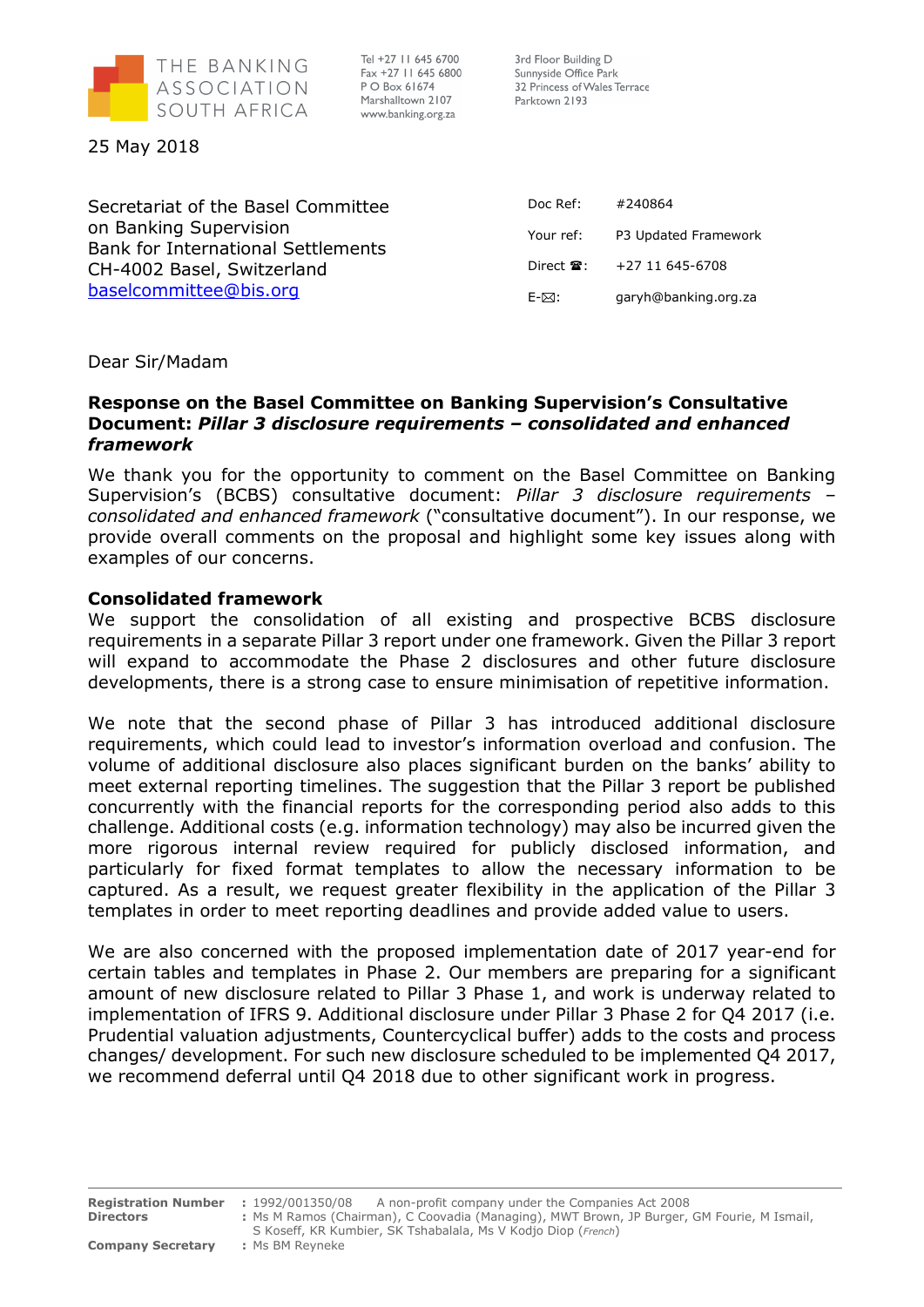THE BANKING ASSOCIATION SOUTH AFRICA

Tel +27 11 645 6700
Fax +27 11 645 6800
P O Box 61674
Marshalltown 2107
www.banking.org.za

3rd Floor Building D
Sunnyside Office Park
32 Princess of Wales Terrace
Parktown 2193

25 May 2018

Secretariat of the Basel Committee on Banking Supervision
Bank for International Settlements
CH-4002 Basel, Switzerland
baselcommittee@bis.org

| | |
|---|---|
| Doc Ref: | #240864 |
| Your ref: | P3 Updated Framework |
| Direct ☎: | +27 11 645-6708 |
| E-✉: | garyh@banking.org.za |

Dear Sir/Madam

**Response on the Basel Committee on Banking Supervision's Consultative Document: *Pillar 3 disclosure requirements – consolidated and enhanced framework***

We thank you for the opportunity to comment on the Basel Committee on Banking Supervision's (BCBS) consultative document: *Pillar 3 disclosure requirements – consolidated and enhanced framework* ("consultative document"). In our response, we provide overall comments on the proposal and highlight some key issues along with examples of our concerns.

**Consolidated framework**

We support the consolidation of all existing and prospective BCBS disclosure requirements in a separate Pillar 3 report under one framework. Given the Pillar 3 report will expand to accommodate the Phase 2 disclosures and other future disclosure developments, there is a strong case to ensure minimisation of repetitive information.

We note that the second phase of Pillar 3 has introduced additional disclosure requirements, which could lead to investor's information overload and confusion. The volume of additional disclosure also places significant burden on the banks' ability to meet external reporting timelines. The suggestion that the Pillar 3 report be published concurrently with the financial reports for the corresponding period also adds to this challenge. Additional costs (e.g. information technology) may also be incurred given the more rigorous internal review required for publicly disclosed information, and particularly for fixed format templates to allow the necessary information to be captured. As a result, we request greater flexibility in the application of the Pillar 3 templates in order to meet reporting deadlines and provide added value to users.

We are also concerned with the proposed implementation date of 2017 year-end for certain tables and templates in Phase 2. Our members are preparing for a significant amount of new disclosure related to Pillar 3 Phase 1, and work is underway related to implementation of IFRS 9. Additional disclosure under Pillar 3 Phase 2 for Q4 2017 (i.e. Prudential valuation adjustments, Countercyclical buffer) adds to the costs and process changes/ development. For such new disclosure scheduled to be implemented Q4 2017, we recommend deferral until Q4 2018 due to other significant work in progress.

**Registration Number** : 1992/001350/08 A non-profit company under the Companies Act 2008
**Directors** : Ms M Ramos (Chairman), C Coovadia (Managing), MWT Brown, JP Burger, GM Fourie, M Ismail, S Koseff, KR Kumbier, SK Tshabalala, Ms V Kodjo Diop (*French*)
**Company Secretary** : Ms BM Reyneke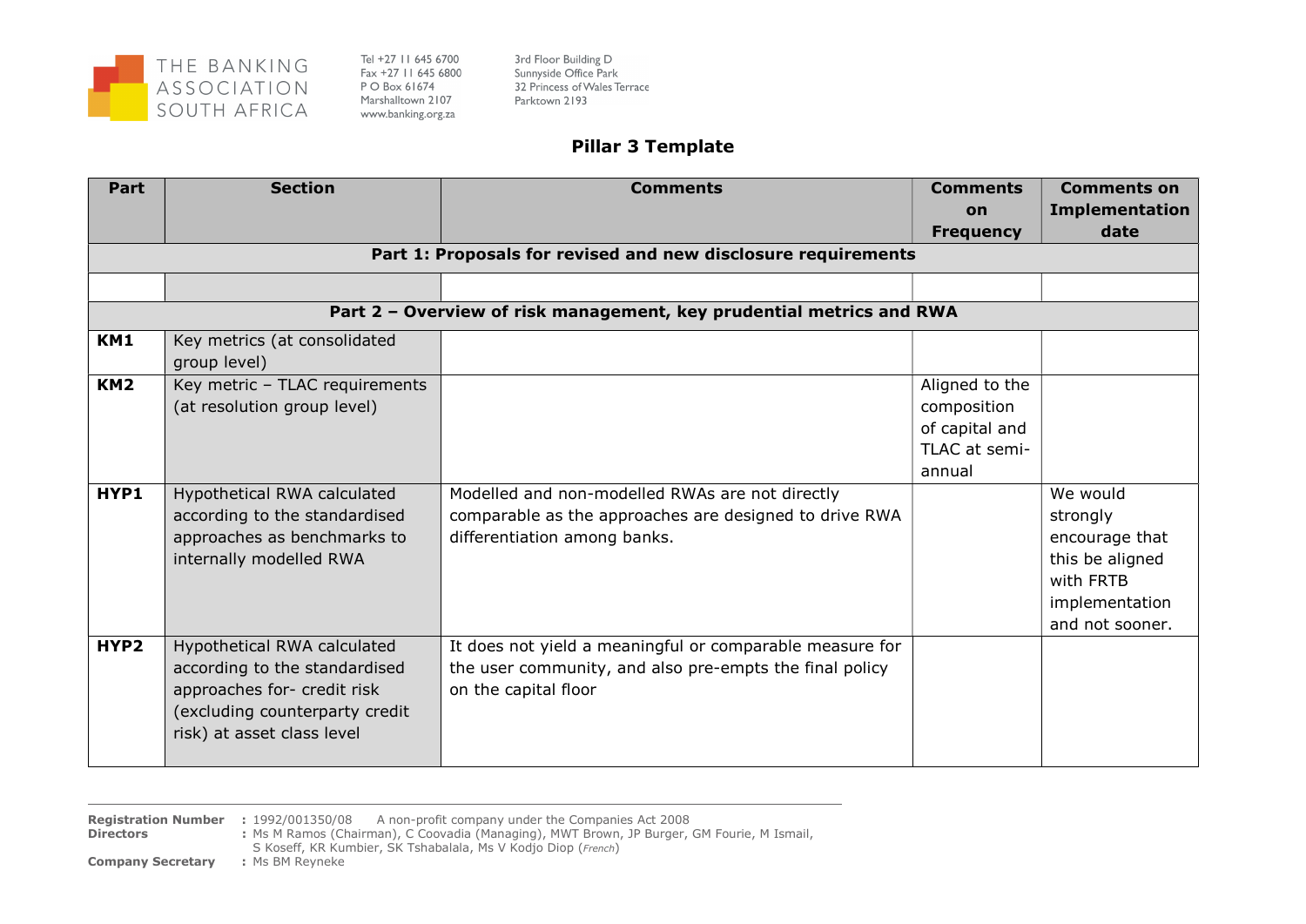## Pillar 3 Template

| Part | Section | Comments | Comments on Frequency | Comments on Implementation date |
|---|---|---|---|---|
| **Part 1: Proposals for revised and new disclosure requirements** | | | | |
| | | | | |
| **Part 2 – Overview of risk management, key prudential metrics and RWA** | | | | |
| **KM1** | Key metrics (at consolidated group level) | | | |
| **KM2** | Key metric – TLAC requirements (at resolution group level) | | Aligned to the composition of capital and TLAC at semi-annual | |
| **HYP1** | Hypothetical RWA calculated according to the standardised approaches as benchmarks to internally modelled RWA | Modelled and non-modelled RWAs are not directly comparable as the approaches are designed to drive RWA differentiation among banks. | | We would strongly encourage that this be aligned with FRTB implementation and not sooner. |
| **HYP2** | Hypothetical RWA calculated according to the standardised approaches for- credit risk (excluding counterparty credit risk) at asset class level | It does not yield a meaningful or comparable measure for the user community, and also pre-empts the final policy on the capital floor | | |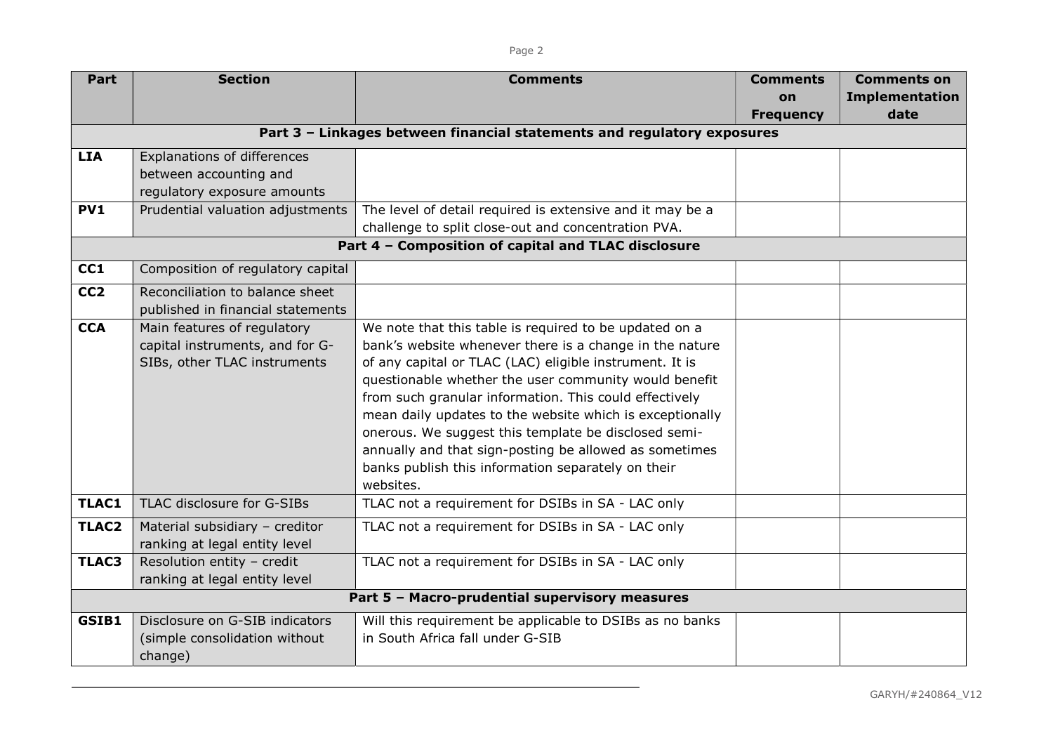| Part | Section | Comments | Comments on Frequency | Comments on Implementation date |
|---|---|---|---|---|
| **Part 3 – Linkages between financial statements and regulatory exposures** | | | | |
| **LIA** | Explanations of differences between accounting and regulatory exposure amounts | | | |
| **PV1** | Prudential valuation adjustments | The level of detail required is extensive and it may be a challenge to split close-out and concentration PVA. | | |
| **Part 4 – Composition of capital and TLAC disclosure** | | | | |
| **CC1** | Composition of regulatory capital | | | |
| **CC2** | Reconciliation to balance sheet published in financial statements | | | |
| **CCA** | Main features of regulatory capital instruments, and for G-SIBs, other TLAC instruments | We note that this table is required to be updated on a bank's website whenever there is a change in the nature of any capital or TLAC (LAC) eligible instrument. It is questionable whether the user community would benefit from such granular information. This could effectively mean daily updates to the website which is exceptionally onerous. We suggest this template be disclosed semi-annually and that sign-posting be allowed as sometimes banks publish this information separately on their websites. | | |
| **TLAC1** | TLAC disclosure for G-SIBs | TLAC not a requirement for DSIBs in SA - LAC only | | |
| **TLAC2** | Material subsidiary – creditor ranking at legal entity level | TLAC not a requirement for DSIBs in SA - LAC only | | |
| **TLAC3** | Resolution entity – credit ranking at legal entity level | TLAC not a requirement for DSIBs in SA - LAC only | | |
| **Part 5 – Macro-prudential supervisory measures** | | | | |
| **GSIB1** | Disclosure on G-SIB indicators (simple consolidation without change) | Will this requirement be applicable to DSIBs as no banks in South Africa fall under G-SIB | | |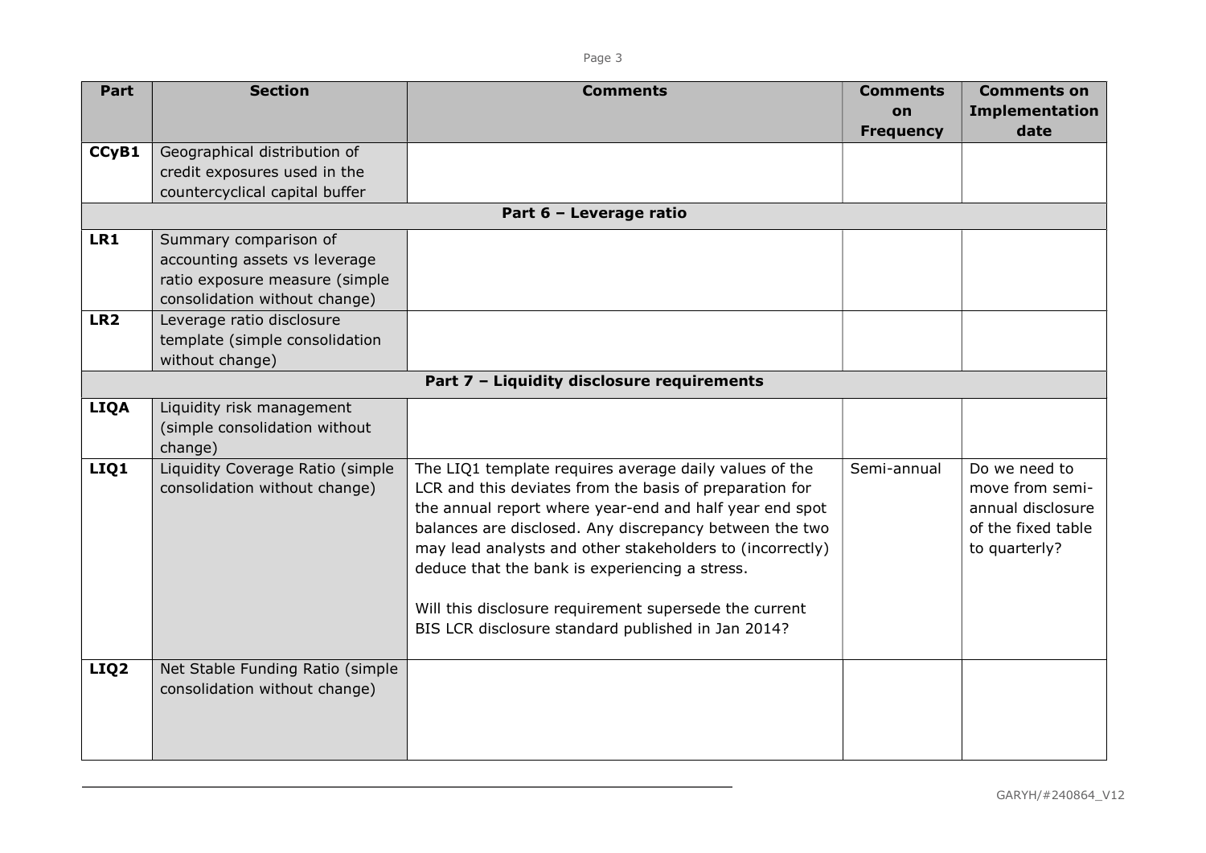| Part | Section | Comments | Comments on Frequency | Comments on Implementation date |
|---|---|---|---|---|
| **CCyB1** | Geographical distribution of credit exposures used in the countercyclical capital buffer | | | |
| | | **Part 6 – Leverage ratio** | | |
| **LR1** | Summary comparison of accounting assets vs leverage ratio exposure measure (simple consolidation without change) | | | |
| **LR2** | Leverage ratio disclosure template (simple consolidation without change) | | | |
| | | **Part 7 – Liquidity disclosure requirements** | | |
| **LIQA** | Liquidity risk management (simple consolidation without change) | | | |
| **LIQ1** | Liquidity Coverage Ratio (simple consolidation without change) | The LIQ1 template requires average daily values of the LCR and this deviates from the basis of preparation for the annual report where year-end and half year end spot balances are disclosed. Any discrepancy between the two may lead analysts and other stakeholders to (incorrectly) deduce that the bank is experiencing a stress.<br><br>Will this disclosure requirement supersede the current BIS LCR disclosure standard published in Jan 2014? | Semi-annual | Do we need to move from semi-annual disclosure of the fixed table to quarterly? |
| **LIQ2** | Net Stable Funding Ratio (simple consolidation without change) | | | |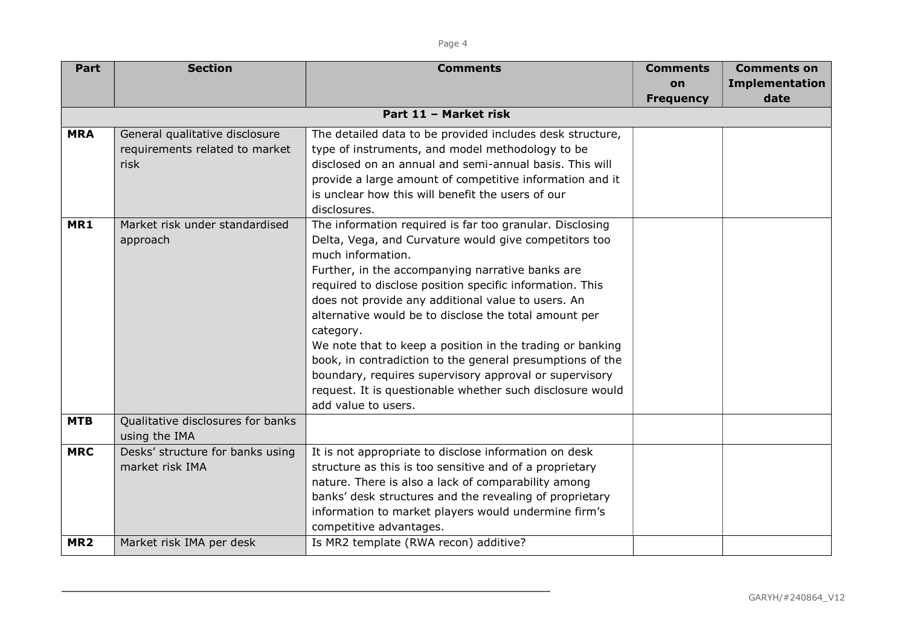| Part | Section | Comments | Comments on Frequency | Comments on Implementation date |
|---|---|---|---|---|
| **Part 11 – Market risk** | | | | |
| **MRA** | General qualitative disclosure requirements related to market risk | The detailed data to be provided includes desk structure, type of instruments, and model methodology to be disclosed on an annual and semi-annual basis. This will provide a large amount of competitive information and it is unclear how this will benefit the users of our disclosures. | | |
| **MR1** | Market risk under standardised approach | The information required is far too granular. Disclosing Delta, Vega, and Curvature would give competitors too much information.<br>Further, in the accompanying narrative banks are required to disclose position specific information. This does not provide any additional value to users. An alternative would be to disclose the total amount per category.<br>We note that to keep a position in the trading or banking book, in contradiction to the general presumptions of the boundary, requires supervisory approval or supervisory request. It is questionable whether such disclosure would add value to users. | | |
| **MTB** | Qualitative disclosures for banks using the IMA | | | |
| **MRC** | Desks' structure for banks using market risk IMA | It is not appropriate to disclose information on desk structure as this is too sensitive and of a proprietary nature. There is also a lack of comparability among banks' desk structures and the revealing of proprietary information to market players would undermine firm's competitive advantages. | | |
| **MR2** | Market risk IMA per desk | Is MR2 template (RWA recon) additive? | | |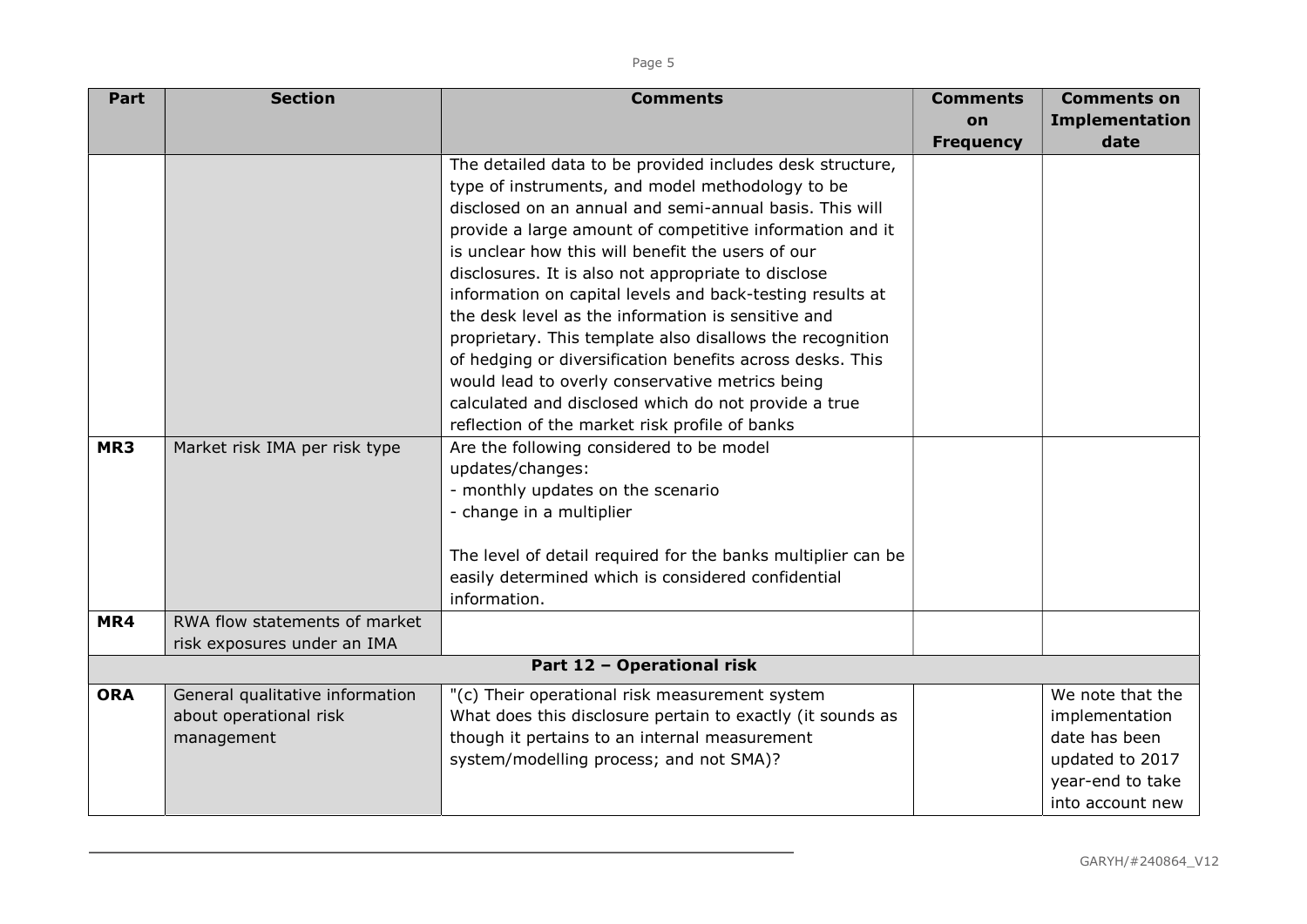| Part | Section | Comments | Comments on Frequency | Comments on Implementation date |
|---|---|---|---|---|
| | | The detailed data to be provided includes desk structure, type of instruments, and model methodology to be disclosed on an annual and semi-annual basis. This will provide a large amount of competitive information and it is unclear how this will benefit the users of our disclosures. It is also not appropriate to disclose information on capital levels and back-testing results at the desk level as the information is sensitive and proprietary. This template also disallows the recognition of hedging or diversification benefits across desks. This would lead to overly conservative metrics being calculated and disclosed which do not provide a true reflection of the market risk profile of banks | | |
| **MR3** | Market risk IMA per risk type | Are the following considered to be model updates/changes:<br>- monthly updates on the scenario<br>- change in a multiplier<br><br>The level of detail required for the banks multiplier can be easily determined which is considered confidential information. | | |
| **MR4** | RWA flow statements of market risk exposures under an IMA | | | |
| **Part 12 – Operational risk** | | | | |
| **ORA** | General qualitative information about operational risk management | "(c) Their operational risk measurement system<br>What does this disclosure pertain to exactly (it sounds as though it pertains to an internal measurement system/modelling process; and not SMA)? | | We note that the implementation date has been updated to 2017 year-end to take into account new |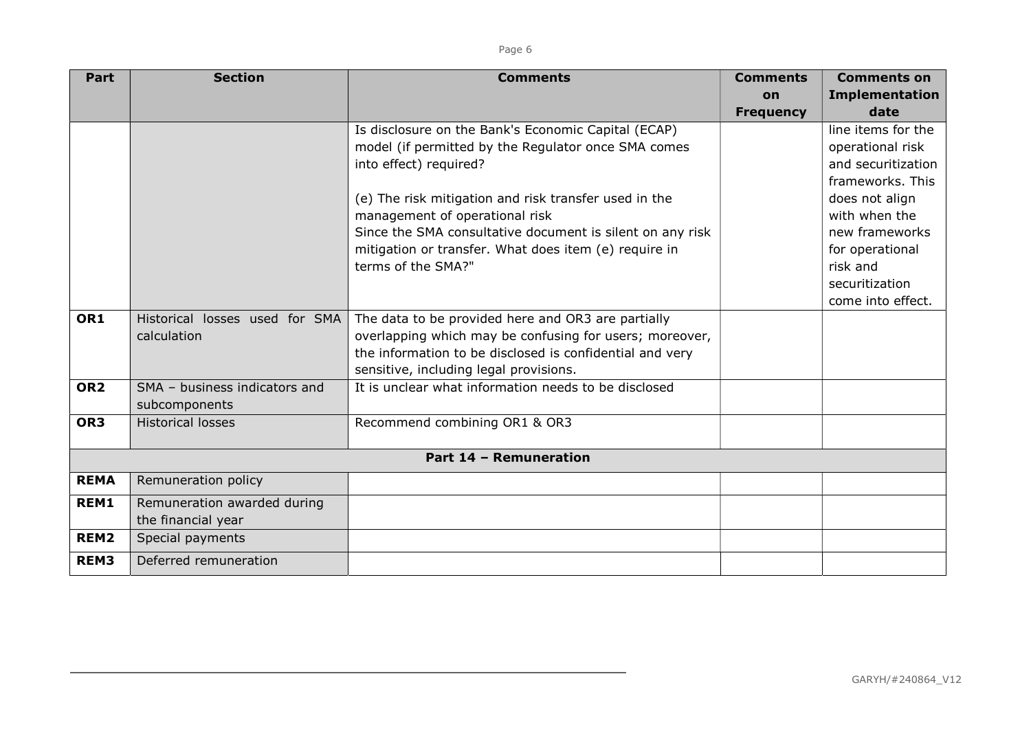| Part | Section | Comments | Comments on Frequency | Comments on Implementation date |
|---|---|---|---|---|
| | | Is disclosure on the Bank's Economic Capital (ECAP) model (if permitted by the Regulator once SMA comes into effect) required?<br><br>(e) The risk mitigation and risk transfer used in the management of operational risk<br>Since the SMA consultative document is silent on any risk mitigation or transfer. What does item (e) require in terms of the SMA?" | | line items for the operational risk and securitization frameworks. This does not align with when the new frameworks for operational risk and securitization come into effect. |
| **OR1** | Historical losses used for SMA calculation | The data to be provided here and OR3 are partially overlapping which may be confusing for users; moreover, the information to be disclosed is confidential and very sensitive, including legal provisions. | | |
| **OR2** | SMA – business indicators and subcomponents | It is unclear what information needs to be disclosed | | |
| **OR3** | Historical losses | Recommend combining OR1 & OR3 | | |
| | | **Part 14 – Remuneration** | | |
| **REMA** | Remuneration policy | | | |
| **REM1** | Remuneration awarded during the financial year | | | |
| **REM2** | Special payments | | | |
| **REM3** | Deferred remuneration | | | |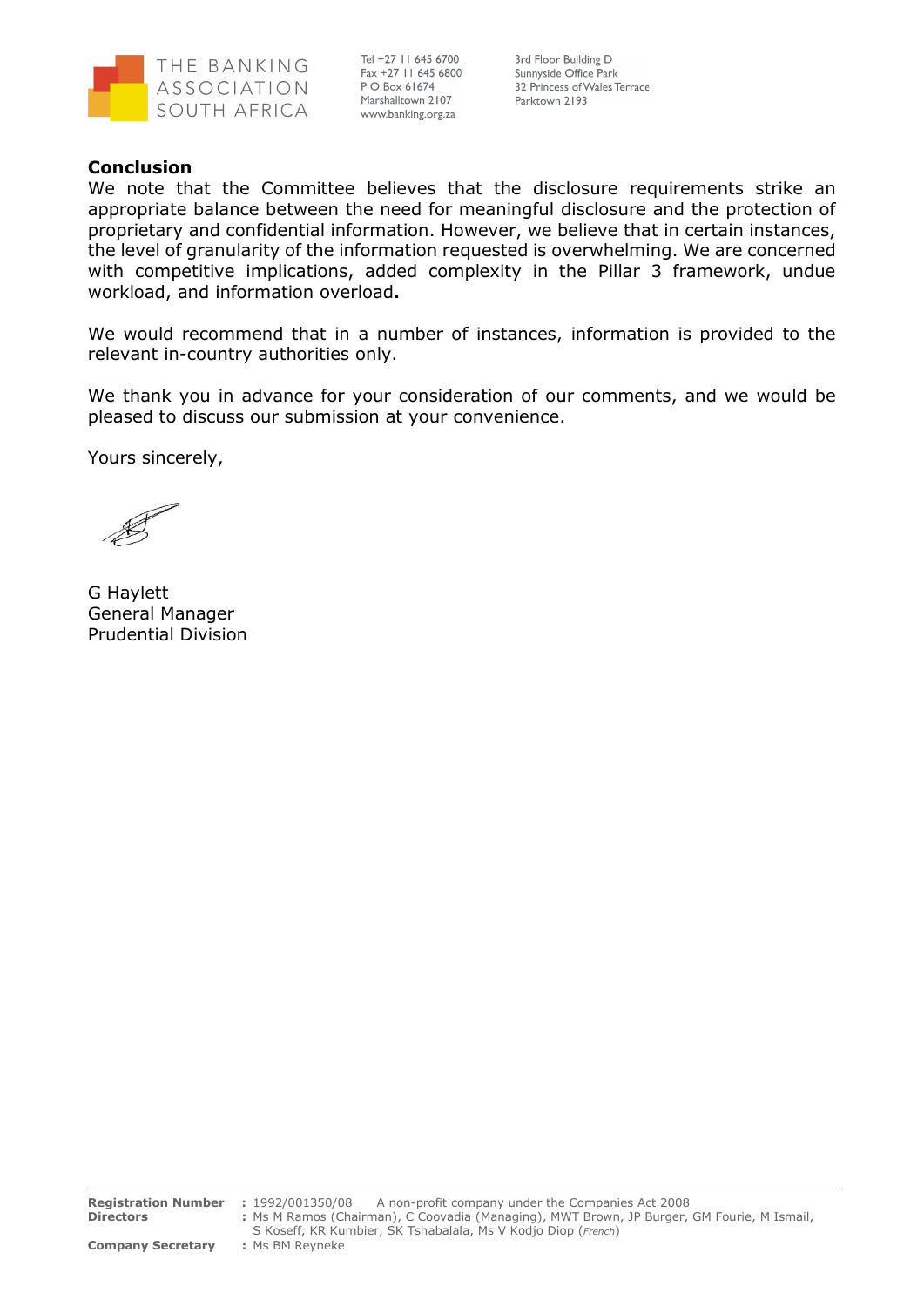## Conclusion

We note that the Committee believes that the disclosure requirements strike an appropriate balance between the need for meaningful disclosure and the protection of proprietary and confidential information. However, we believe that in certain instances, the level of granularity of the information requested is overwhelming. We are concerned with competitive implications, added complexity in the Pillar 3 framework, undue workload, and information overload.

We would recommend that in a number of instances, information is provided to the relevant in-country authorities only.

We thank you in advance for your consideration of our comments, and we would be pleased to discuss our submission at your convenience.

Yours sincerely,

G Haylett
General Manager
Prudential Division